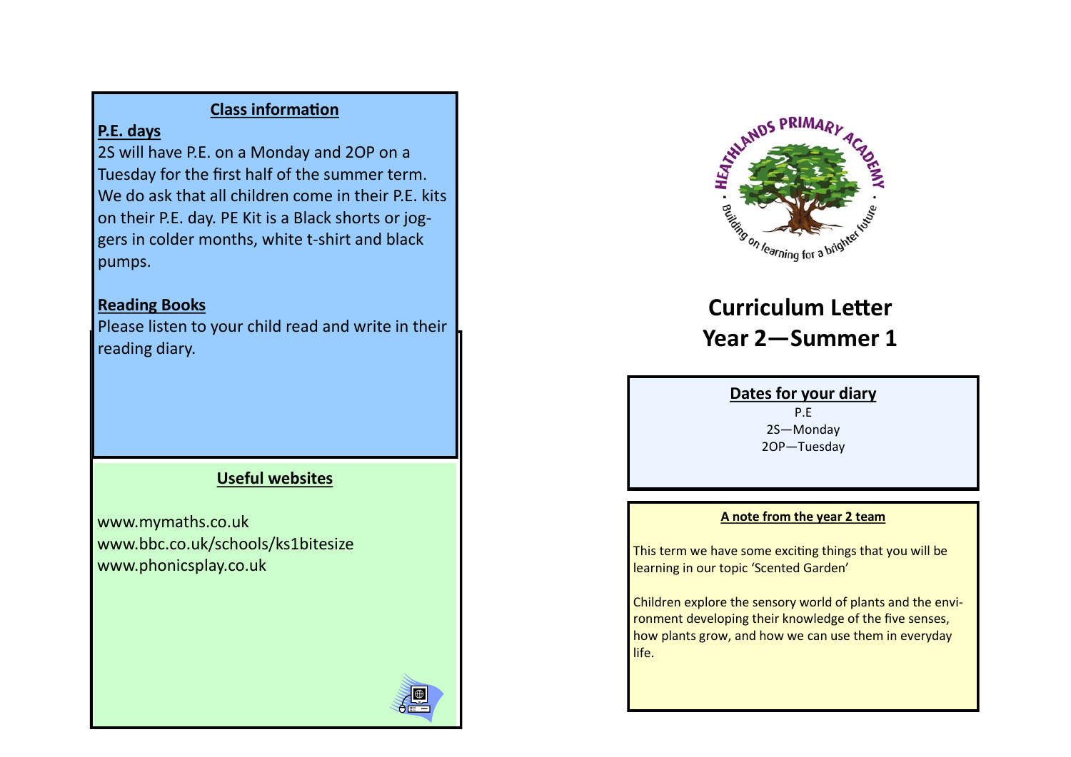## Class information

**P.E. days**

2S will have P.E. on a Monday and 2OP on a Tuesday for the first half of the summer term. We do ask that all children come in their P.E. kits on their P.E. day. PE Kit is a Black shorts or joggers in colder months, white t-shirt and black pumps.

**Reading Books**

Please listen to your child read and write in their reading diary.

## Useful websites

www.mymaths.co.uk
www.bbc.co.uk/schools/ks1bitesize
www.phonicsplay.co.uk

HEATHLANDS PRIMARY ACADEMY
Building on learning for a brighter future

# Curriculum Letter
# Year 2—Summer 1

## Dates for your diary

P.E
2S—Monday
2OP—Tuesday

## A note from the year 2 team

This term we have some exciting things that you will be learning in our topic 'Scented Garden'

Children explore the sensory world of plants and the environment developing their knowledge of the five senses, how plants grow, and how we can use them in everyday life.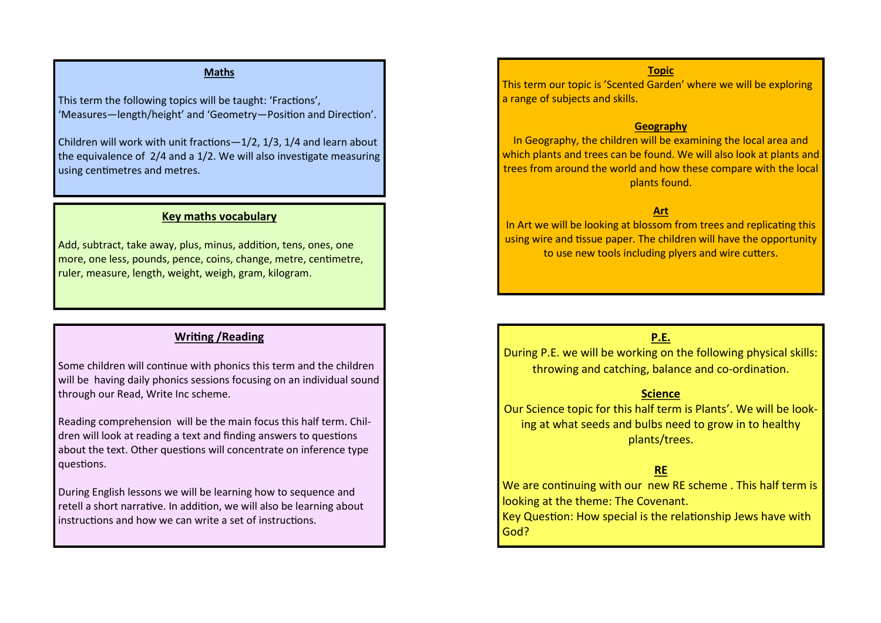## Maths

This term the following topics will be taught: 'Fractions', 'Measures—length/height' and 'Geometry—Position and Direction'.

Children will work with unit fractions—1/2, 1/3, 1/4 and learn about the equivalence of 2/4 and a 1/2. We will also investigate measuring using centimetres and metres.

## Key maths vocabulary

Add, subtract, take away, plus, minus, addition, tens, ones, one more, one less, pounds, pence, coins, change, metre, centimetre, ruler, measure, length, weight, weigh, gram, kilogram.

## Writing /Reading

Some children will continue with phonics this term and the children will be having daily phonics sessions focusing on an individual sound through our Read, Write Inc scheme.

Reading comprehension will be the main focus this half term. Children will look at reading a text and finding answers to questions about the text. Other questions will concentrate on inference type questions.

During English lessons we will be learning how to sequence and retell a short narrative. In addition, we will also be learning about instructions and how we can write a set of instructions.

## Topic

This term our topic is 'Scented Garden' where we will be exploring a range of subjects and skills.

### Geography

In Geography, the children will be examining the local area and which plants and trees can be found. We will also look at plants and trees from around the world and how these compare with the local plants found.

### Art

In Art we will be looking at blossom from trees and replicating this using wire and tissue paper. The children will have the opportunity to use new tools including plyers and wire cutters.

## P.E.

During P.E. we will be working on the following physical skills: throwing and catching, balance and co-ordination.

## Science

Our Science topic for this half term is Plants'. We will be looking at what seeds and bulbs need to grow in to healthy plants/trees.

## RE

We are continuing with our new RE scheme . This half term is looking at the theme: The Covenant.

Key Question: How special is the relationship Jews have with God?